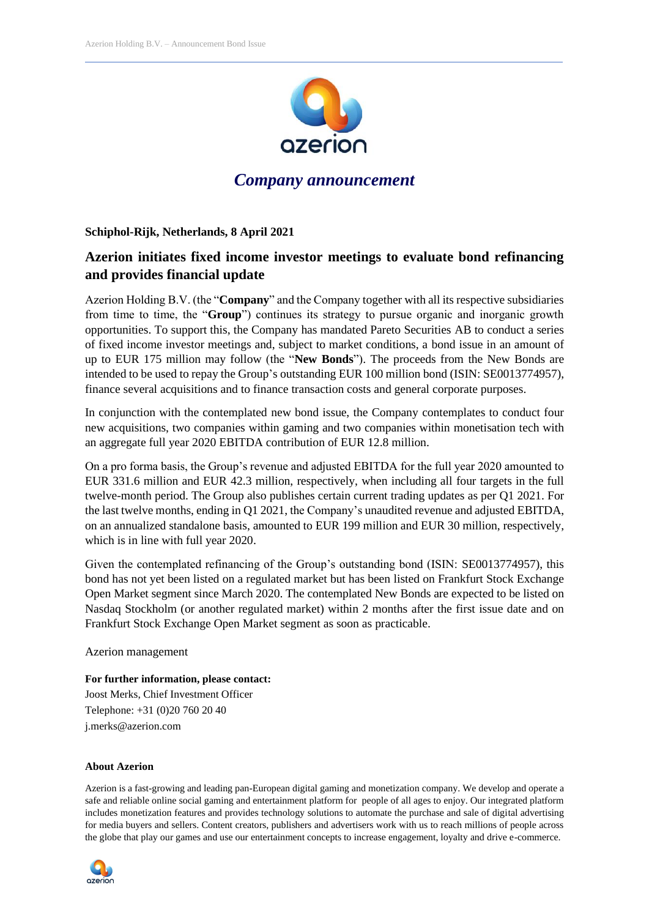*Company announcement*

**Schiphol-Rijk, Netherlands, 8 April 2021**

## Azerion initiates fixed income investor meetings to evaluate bond refinancing and provides financial update

Azerion Holding B.V. (the "**Company**" and the Company together with all its respective subsidiaries from time to time, the "**Group**") continues its strategy to pursue organic and inorganic growth opportunities. To support this, the Company has mandated Pareto Securities AB to conduct a series of fixed income investor meetings and, subject to market conditions, a bond issue in an amount of up to EUR 175 million may follow (the "**New Bonds**"). The proceeds from the New Bonds are intended to be used to repay the Group's outstanding EUR 100 million bond (ISIN: SE0013774957), finance several acquisitions and to finance transaction costs and general corporate purposes.

In conjunction with the contemplated new bond issue, the Company contemplates to conduct four new acquisitions, two companies within gaming and two companies within monetisation tech with an aggregate full year 2020 EBITDA contribution of EUR 12.8 million.

On a pro forma basis, the Group's revenue and adjusted EBITDA for the full year 2020 amounted to EUR 331.6 million and EUR 42.3 million, respectively, when including all four targets in the full twelve-month period. The Group also publishes certain current trading updates as per Q1 2021. For the last twelve months, ending in Q1 2021, the Company's unaudited revenue and adjusted EBITDA, on an annualized standalone basis, amounted to EUR 199 million and EUR 30 million, respectively, which is in line with full year 2020.

Given the contemplated refinancing of the Group's outstanding bond (ISIN: SE0013774957), this bond has not yet been listed on a regulated market but has been listed on Frankfurt Stock Exchange Open Market segment since March 2020. The contemplated New Bonds are expected to be listed on Nasdaq Stockholm (or another regulated market) within 2 months after the first issue date and on Frankfurt Stock Exchange Open Market segment as soon as practicable.

Azerion management

**For further information, please contact:**
Joost Merks, Chief Investment Officer
Telephone: +31 (0)20 760 20 40
j.merks@azerion.com

**About Azerion**

Azerion is a fast-growing and leading pan-European digital gaming and monetization company. We develop and operate a safe and reliable online social gaming and entertainment platform for people of all ages to enjoy. Our integrated platform includes monetization features and provides technology solutions to automate the purchase and sale of digital advertising for media buyers and sellers. Content creators, publishers and advertisers work with us to reach millions of people across the globe that play our games and use our entertainment concepts to increase engagement, loyalty and drive e-commerce.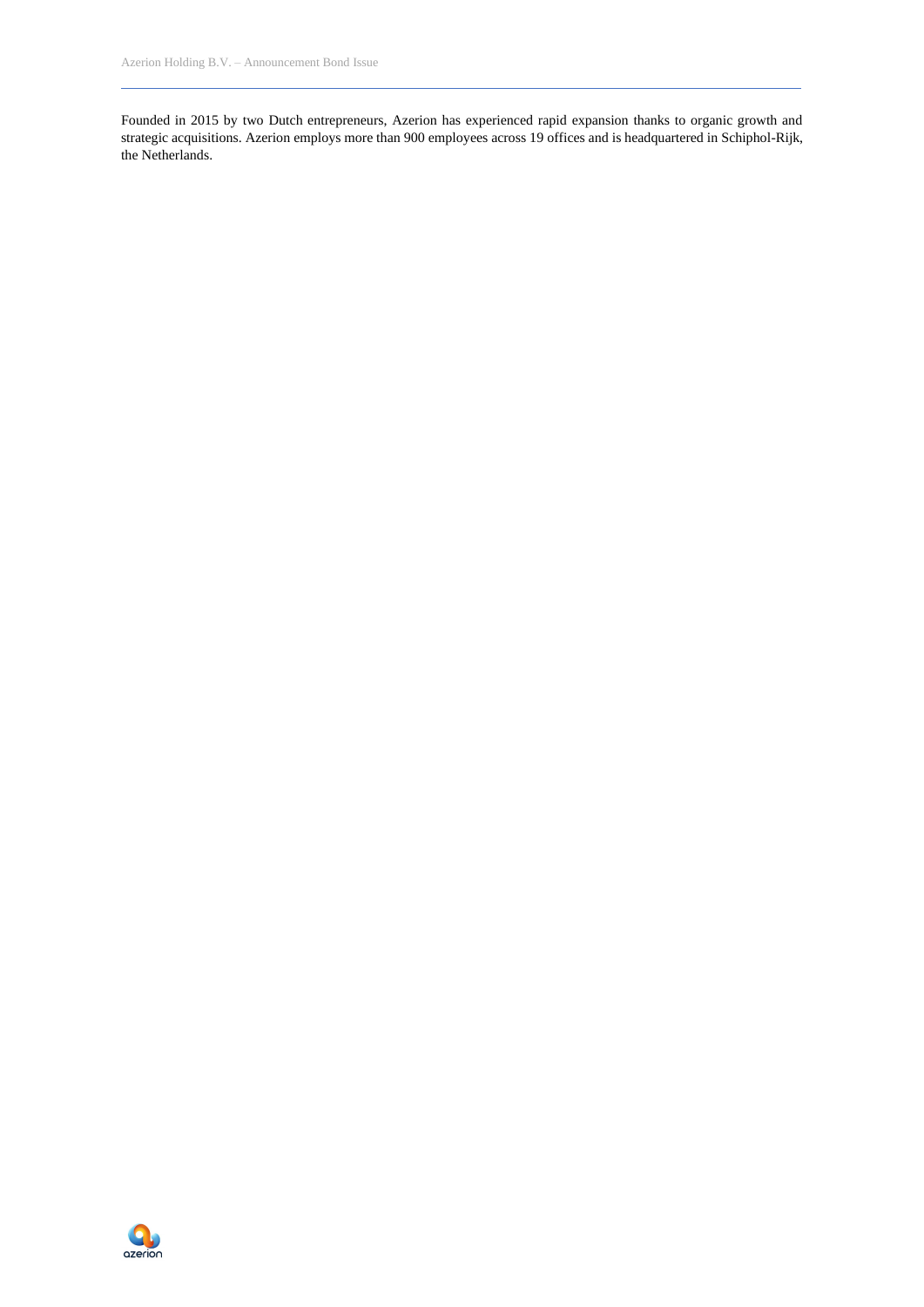Founded in 2015 by two Dutch entrepreneurs, Azerion has experienced rapid expansion thanks to organic growth and strategic acquisitions. Azerion employs more than 900 employees across 19 offices and is headquartered in Schiphol-Rijk, the Netherlands.